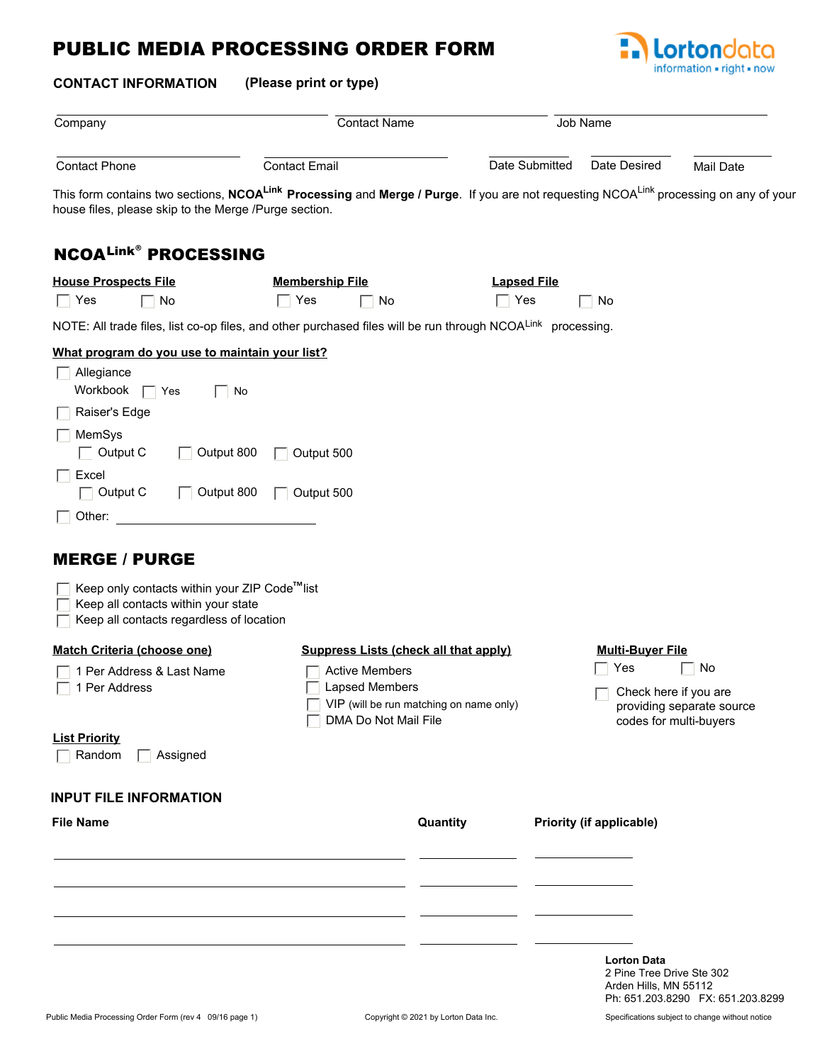# PUBLIC MEDIA PROCESSING ORDER FORM

Lortondata
information • right • now

**CONTACT INFORMATION** **(Please print or type)**

Company ____________________ Contact Name ____________________ Job Name ____________________

Contact Phone ____________________ Contact Email ____________________ Date Submitted __________ Date Desired __________ Mail Date __________

This form contains two sections, **NCOA[Link] Processing** and **Merge / Purge**. If you are not requesting NCOA[Link] processing on any of your house files, please skip to the Merge /Purge section.

## NCOA[Link®] PROCESSING

**House Prospects File**
- ☐ Yes ☐ No

**Membership File**
- ☐ Yes ☐ No

**Lapsed File**
- ☐ Yes ☐ No

NOTE: All trade files, list co-op files, and other purchased files will be run through NCOA[Link] processing.

**What program do you use to maintain your list?**

- ☐ Allegiance
  - Workbook ☐ Yes ☐ No
- ☐ Raiser's Edge
- ☐ MemSys
  - ☐ Output C ☐ Output 800 ☐ Output 500
- ☐ Excel
  - ☐ Output C ☐ Output 800 ☐ Output 500
- ☐ Other: ____________________

## MERGE / PURGE

- ☐ Keep only contacts within your ZIP Code™ list
- ☐ Keep all contacts within your state
- ☐ Keep all contacts regardless of location

**Match Criteria (choose one)**
- ☐ 1 Per Address & Last Name
- ☐ 1 Per Address

**Suppress Lists (check all that apply)**
- ☐ Active Members
- ☐ Lapsed Members
- ☐ VIP (will be run matching on name only)
- ☐ DMA Do Not Mail File

**Multi-Buyer File**
- ☐ Yes ☐ No
- ☐ Check here if you are providing separate source codes for multi-buyers

**List Priority**
- ☐ Random ☐ Assigned

### INPUT FILE INFORMATION

| File Name | Quantity | Priority (if applicable) |
|---|---|---|
| | | |
| | | |
| | | |
| | | |

**Lorton Data**
2 Pine Tree Drive Ste 302
Arden Hills, MN 55112
Ph: 651.203.8290 FX: 651.203.8299

Public Media Processing Order Form (rev 4 09/16 page 1) Copyright © 2021 by Lorton Data Inc. Specifications subject to change without notice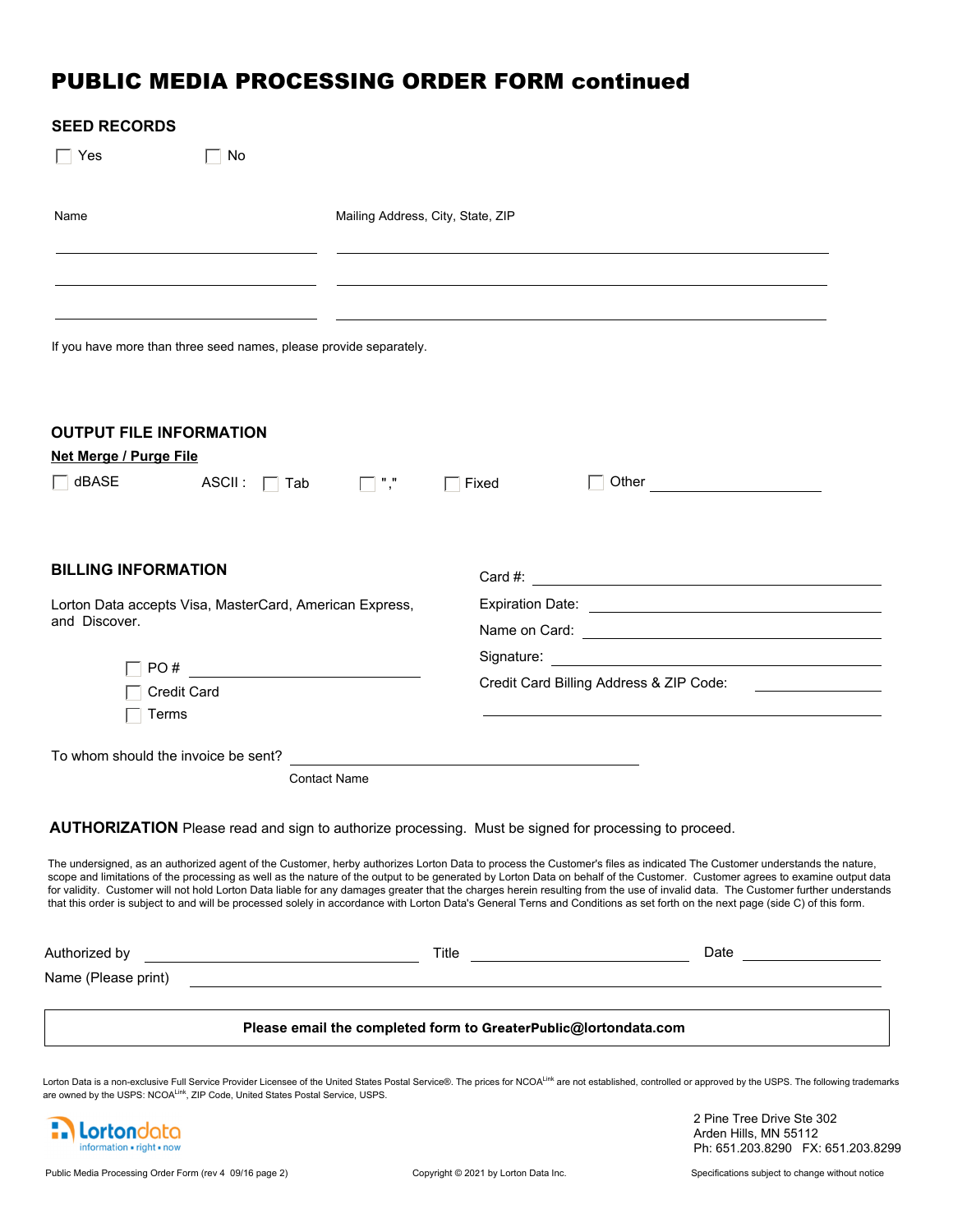# PUBLIC MEDIA PROCESSING ORDER FORM continued

## SEED RECORDS

☐ Yes ☐ No

| Name | Mailing Address, City, State, ZIP |
|---|---|
| | |
| | |
| | |

If you have more than three seed names, please provide separately.

## OUTPUT FILE INFORMATION

**Net Merge / Purge File**

☐ dBASE ASCII : ☐ Tab ☐ "," ☐ Fixed ☐ Other ____________

## BILLING INFORMATION

Lorton Data accepts Visa, MasterCard, American Express, and Discover.

☐ PO # ____________

☐ Credit Card

☐ Terms

Card #: ____________

Expiration Date: ____________

Name on Card: ____________

Signature: ____________

Credit Card Billing Address & ZIP Code: ____________

To whom should the invoice be sent? ____________
Contact Name

**AUTHORIZATION** Please read and sign to authorize processing. Must be signed for processing to proceed.

The undersigned, as an authorized agent of the Customer, herby authorizes Lorton Data to process the Customer's files as indicated The Customer understands the nature, scope and limitations of the processing as well as the nature of the output to be generated by Lorton Data on behalf of the Customer. Customer agrees to examine output data for validity. Customer will not hold Lorton Data liable for any damages greater that the charges herein resulting from the use of invalid data. The Customer further understands that this order is subject to and will be processed solely in accordance with Lorton Data's General Terns and Conditions as set forth on the next page (side C) of this form.

Authorized by ____________ Title ____________ Date ____________

Name (Please print) ____________

**Please email the completed form to GreaterPublic@lortondata.com**

Lorton Data is a non-exclusive Full Service Provider Licensee of the United States Postal Service®. The prices for NCOA[Link] are not established, controlled or approved by the USPS. The following trademarks are owned by the USPS: NCOA[Link], ZIP Code, United States Postal Service, USPS.

Lortondata
information • right • now

2 Pine Tree Drive Ste 302
Arden Hills, MN 55112
Ph: 651.203.8290 FX: 651.203.8299

Public Media Processing Order Form (rev 4 09/16 page 2) Copyright © 2021 by Lorton Data Inc. Specifications subject to change without notice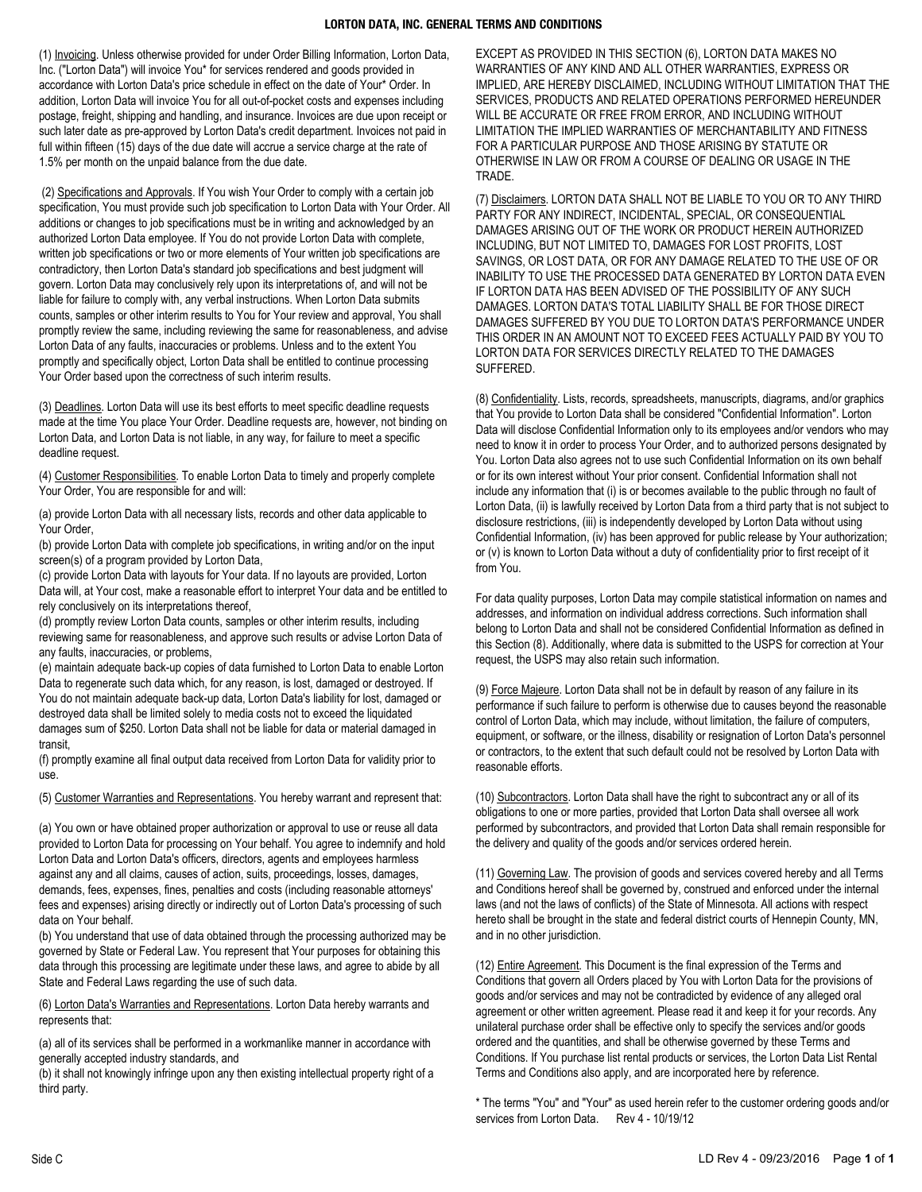# LORTON DATA, INC. GENERAL TERMS AND CONDITIONS

(1) Invoicing. Unless otherwise provided for under Order Billing Information, Lorton Data, Inc. ("Lorton Data") will invoice You* for services rendered and goods provided in accordance with Lorton Data's price schedule in effect on the date of Your* Order. In addition, Lorton Data will invoice You for all out-of-pocket costs and expenses including postage, freight, shipping and handling, and insurance. Invoices are due upon receipt or such later date as pre-approved by Lorton Data's credit department. Invoices not paid in full within fifteen (15) days of the due date will accrue a service charge at the rate of 1.5% per month on the unpaid balance from the due date.

(2) Specifications and Approvals. If You wish Your Order to comply with a certain job specification, You must provide such job specification to Lorton Data with Your Order. All additions or changes to job specifications must be in writing and acknowledged by an authorized Lorton Data employee. If You do not provide Lorton Data with complete, written job specifications or two or more elements of Your written job specifications are contradictory, then Lorton Data's standard job specifications and best judgment will govern. Lorton Data may conclusively rely upon its interpretations of, and will not be liable for failure to comply with, any verbal instructions. When Lorton Data submits counts, samples or other interim results to You for Your review and approval, You shall promptly review the same, including reviewing the same for reasonableness, and advise Lorton Data of any faults, inaccuracies or problems. Unless and to the extent You promptly and specifically object, Lorton Data shall be entitled to continue processing Your Order based upon the correctness of such interim results.

(3) Deadlines. Lorton Data will use its best efforts to meet specific deadline requests made at the time You place Your Order. Deadline requests are, however, not binding on Lorton Data, and Lorton Data is not liable, in any way, for failure to meet a specific deadline request.

(4) Customer Responsibilities. To enable Lorton Data to timely and properly complete Your Order, You are responsible for and will:

(a) provide Lorton Data with all necessary lists, records and other data applicable to Your Order,
(b) provide Lorton Data with complete job specifications, in writing and/or on the input screen(s) of a program provided by Lorton Data,
(c) provide Lorton Data with layouts for Your data. If no layouts are provided, Lorton Data will, at Your cost, make a reasonable effort to interpret Your data and be entitled to rely conclusively on its interpretations thereof,
(d) promptly review Lorton Data counts, samples or other interim results, including reviewing same for reasonableness, and approve such results or advise Lorton Data of any faults, inaccuracies, or problems,
(e) maintain adequate back-up copies of data furnished to Lorton Data to enable Lorton Data to regenerate such data which, for any reason, is lost, damaged or destroyed. If You do not maintain adequate back-up data, Lorton Data's liability for lost, damaged or destroyed data shall be limited solely to media costs not to exceed the liquidated damages sum of $250. Lorton Data shall not be liable for data or material damaged in transit,
(f) promptly examine all final output data received from Lorton Data for validity prior to use.

(5) Customer Warranties and Representations. You hereby warrant and represent that:

(a) You own or have obtained proper authorization or approval to use or reuse all data provided to Lorton Data for processing on Your behalf. You agree to indemnify and hold Lorton Data and Lorton Data's officers, directors, agents and employees harmless against any and all claims, causes of action, suits, proceedings, losses, damages, demands, fees, expenses, fines, penalties and costs (including reasonable attorneys' fees and expenses) arising directly or indirectly out of Lorton Data's processing of such data on Your behalf.
(b) You understand that use of data obtained through the processing authorized may be governed by State or Federal Law. You represent that Your purposes for obtaining this data through this processing are legitimate under these laws, and agree to abide by all State and Federal Laws regarding the use of such data.

(6) Lorton Data's Warranties and Representations. Lorton Data hereby warrants and represents that:

(a) all of its services shall be performed in a workmanlike manner in accordance with generally accepted industry standards, and
(b) it shall not knowingly infringe upon any then existing intellectual property right of a third party.

EXCEPT AS PROVIDED IN THIS SECTION (6), LORTON DATA MAKES NO WARRANTIES OF ANY KIND AND ALL OTHER WARRANTIES, EXPRESS OR IMPLIED, ARE HEREBY DISCLAIMED, INCLUDING WITHOUT LIMITATION THAT THE SERVICES, PRODUCTS AND RELATED OPERATIONS PERFORMED HEREUNDER WILL BE ACCURATE OR FREE FROM ERROR, AND INCLUDING WITHOUT LIMITATION THE IMPLIED WARRANTIES OF MERCHANTABILITY AND FITNESS FOR A PARTICULAR PURPOSE AND THOSE ARISING BY STATUTE OR OTHERWISE IN LAW OR FROM A COURSE OF DEALING OR USAGE IN THE TRADE.

(7) Disclaimers. LORTON DATA SHALL NOT BE LIABLE TO YOU OR TO ANY THIRD PARTY FOR ANY INDIRECT, INCIDENTAL, SPECIAL, OR CONSEQUENTIAL DAMAGES ARISING OUT OF THE WORK OR PRODUCT HEREIN AUTHORIZED INCLUDING, BUT NOT LIMITED TO, DAMAGES FOR LOST PROFITS, LOST SAVINGS, OR LOST DATA, OR FOR ANY DAMAGE RELATED TO THE USE OF OR INABILITY TO USE THE PROCESSED DATA GENERATED BY LORTON DATA EVEN IF LORTON DATA HAS BEEN ADVISED OF THE POSSIBILITY OF ANY SUCH DAMAGES. LORTON DATA'S TOTAL LIABILITY SHALL BE FOR THOSE DIRECT DAMAGES SUFFERED BY YOU DUE TO LORTON DATA'S PERFORMANCE UNDER THIS ORDER IN AN AMOUNT NOT TO EXCEED FEES ACTUALLY PAID BY YOU TO LORTON DATA FOR SERVICES DIRECTLY RELATED TO THE DAMAGES SUFFERED.

(8) Confidentiality. Lists, records, spreadsheets, manuscripts, diagrams, and/or graphics that You provide to Lorton Data shall be considered "Confidential Information". Lorton Data will disclose Confidential Information only to its employees and/or vendors who may need to know it in order to process Your Order, and to authorized persons designated by You. Lorton Data also agrees not to use such Confidential Information on its own behalf or for its own interest without Your prior consent. Confidential Information shall not include any information that (i) is or becomes available to the public through no fault of Lorton Data, (ii) is lawfully received by Lorton Data from a third party that is not subject to disclosure restrictions, (iii) is independently developed by Lorton Data without using Confidential Information, (iv) has been approved for public release by Your authorization; or (v) is known to Lorton Data without a duty of confidentiality prior to first receipt of it from You.

For data quality purposes, Lorton Data may compile statistical information on names and addresses, and information on individual address corrections. Such information shall belong to Lorton Data and shall not be considered Confidential Information as defined in this Section (8). Additionally, where data is submitted to the USPS for correction at Your request, the USPS may also retain such information.

(9) Force Majeure. Lorton Data shall not be in default by reason of any failure in its performance if such failure to perform is otherwise due to causes beyond the reasonable control of Lorton Data, which may include, without limitation, the failure of computers, equipment, or software, or the illness, disability or resignation of Lorton Data's personnel or contractors, to the extent that such default could not be resolved by Lorton Data with reasonable efforts.

(10) Subcontractors. Lorton Data shall have the right to subcontract any or all of its obligations to one or more parties, provided that Lorton Data shall oversee all work performed by subcontractors, and provided that Lorton Data shall remain responsible for the delivery and quality of the goods and/or services ordered herein.

(11) Governing Law. The provision of goods and services covered hereby and all Terms and Conditions hereof shall be governed by, construed and enforced under the internal laws (and not the laws of conflicts) of the State of Minnesota. All actions with respect hereto shall be brought in the state and federal district courts of Hennepin County, MN, and in no other jurisdiction.

(12) Entire Agreement. This Document is the final expression of the Terms and Conditions that govern all Orders placed by You with Lorton Data for the provisions of goods and/or services and may not be contradicted by evidence of any alleged oral agreement or other written agreement. Please read it and keep it for your records. Any unilateral purchase order shall be effective only to specify the services and/or goods ordered and the quantities, and shall be otherwise governed by these Terms and Conditions. If You purchase list rental products or services, the Lorton Data List Rental Terms and Conditions also apply, and are incorporated here by reference.

* The terms "You" and "Your" as used herein refer to the customer ordering goods and/or services from Lorton Data. Rev 4 - 10/19/12

Side C

LD Rev 4 - 09/23/2016